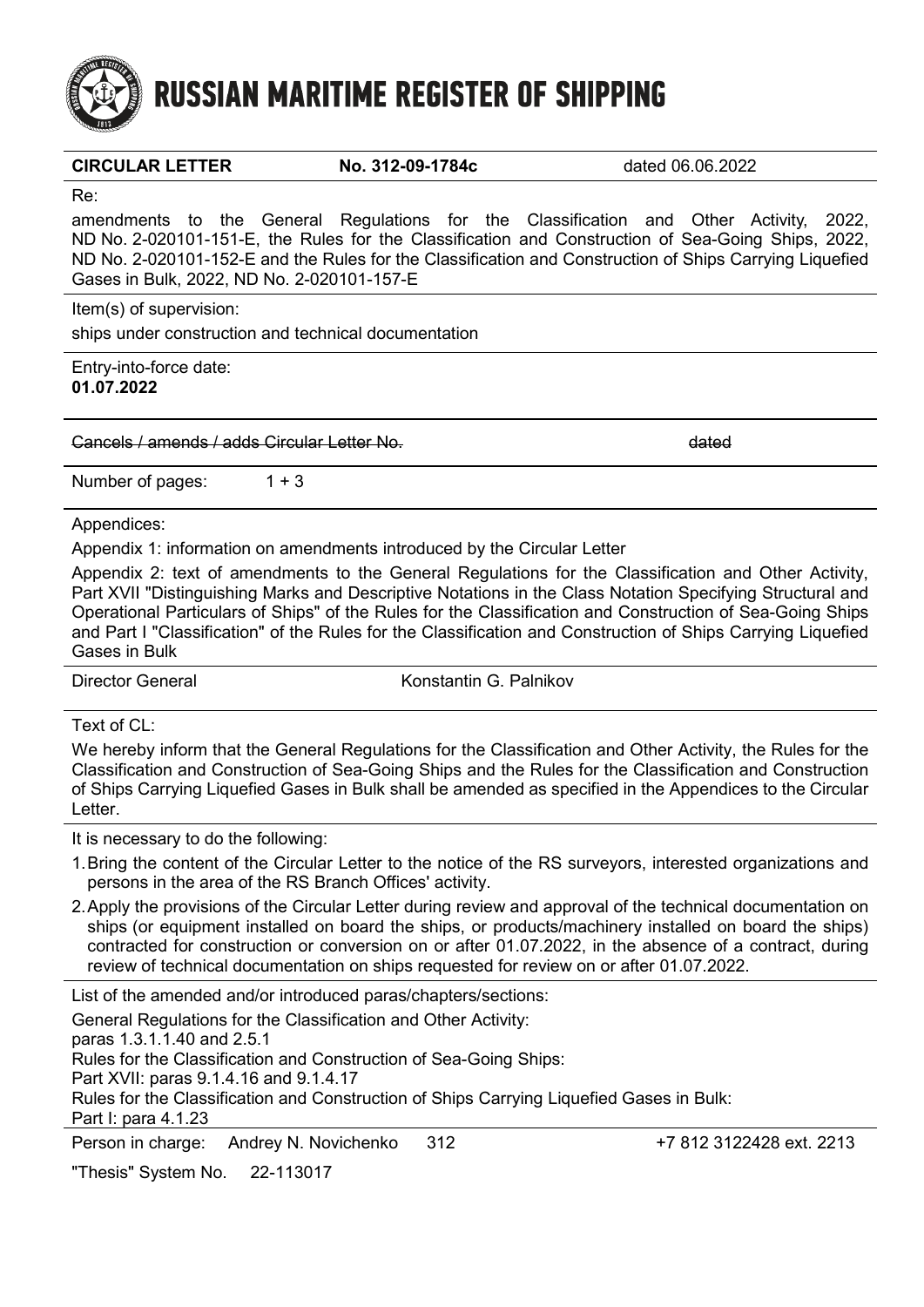# RUSSIAN MARITIME REGISTER OF SHIPPING

**CIRCULAR LETTER** **No. 312-09-1784c** dated 06.06.2022

Re:

amendments to the General Regulations for the Classification and Other Activity, 2022, ND No. 2-020101-151-E, the Rules for the Classification and Construction of Sea-Going Ships, 2022, ND No. 2-020101-152-E and the Rules for the Classification and Construction of Ships Carrying Liquefied Gases in Bulk, 2022, ND No. 2-020101-157-E

Item(s) of supervision:

ships under construction and technical documentation

Entry-into-force date:
**01.07.2022**

~~Cancels / amends / adds Circular Letter No.~~ ~~dated~~

Number of pages: 1 + 3

Appendices:

Appendix 1: information on amendments introduced by the Circular Letter

Appendix 2: text of amendments to the General Regulations for the Classification and Other Activity, Part XVII "Distinguishing Marks and Descriptive Notations in the Class Notation Specifying Structural and Operational Particulars of Ships" of the Rules for the Classification and Construction of Sea-Going Ships and Part I "Classification" of the Rules for the Classification and Construction of Ships Carrying Liquefied Gases in Bulk

Director General Konstantin G. Palnikov

Text of CL:

We hereby inform that the General Regulations for the Classification and Other Activity, the Rules for the Classification and Construction of Sea-Going Ships and the Rules for the Classification and Construction of Ships Carrying Liquefied Gases in Bulk shall be amended as specified in the Appendices to the Circular Letter.

It is necessary to do the following:

1. Bring the content of the Circular Letter to the notice of the RS surveyors, interested organizations and persons in the area of the RS Branch Offices' activity.
2. Apply the provisions of the Circular Letter during review and approval of the technical documentation on ships (or equipment installed on board the ships, or products/machinery installed on board the ships) contracted for construction or conversion on or after 01.07.2022, in the absence of a contract, during review of technical documentation on ships requested for review on or after 01.07.2022.

List of the amended and/or introduced paras/chapters/sections:

General Regulations for the Classification and Other Activity:
paras 1.3.1.1.40 and 2.5.1
Rules for the Classification and Construction of Sea-Going Ships:
Part XVII: paras 9.1.4.16 and 9.1.4.17
Rules for the Classification and Construction of Ships Carrying Liquefied Gases in Bulk:
Part I: para 4.1.23

Person in charge: Andrey N. Novichenko 312 +7 812 3122428 ext. 2213

"Thesis" System No. 22-113017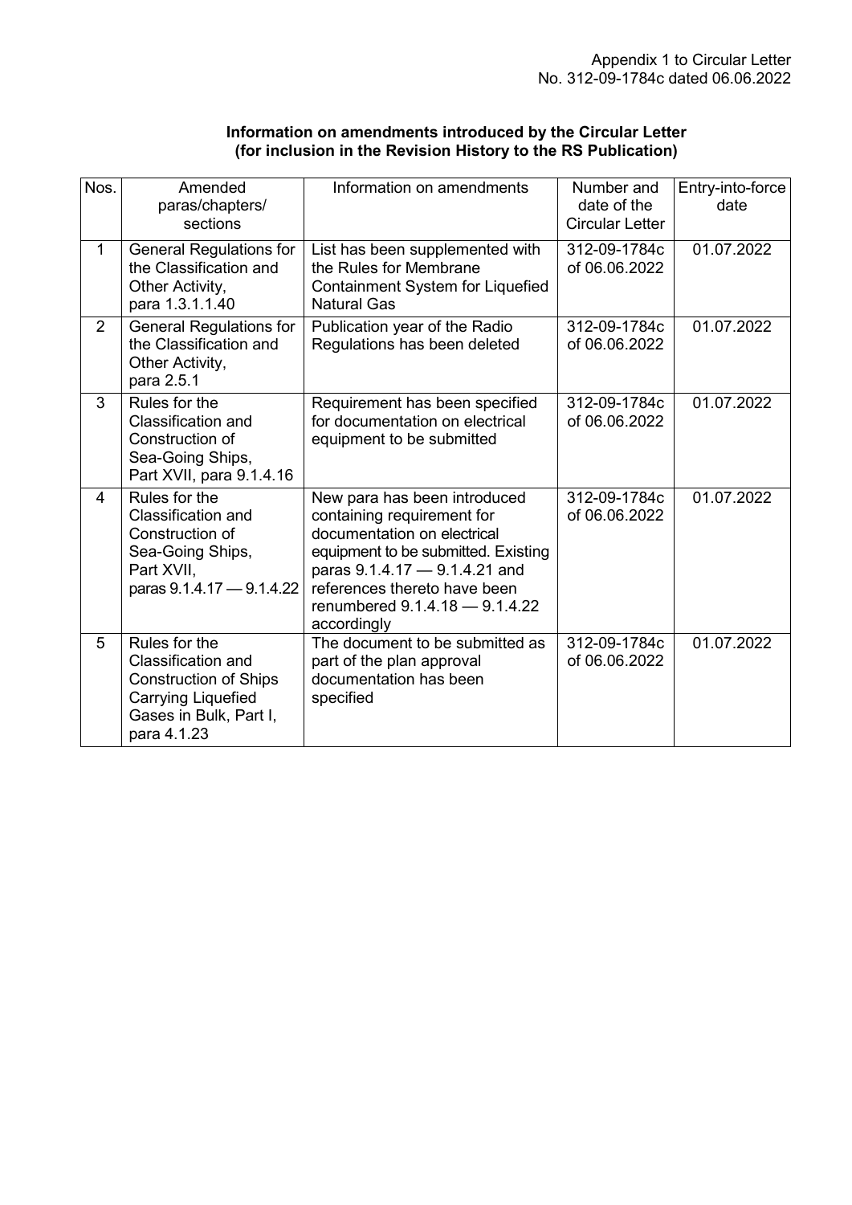Appendix 1 to Circular Letter
No. 312-09-1784c dated 06.06.2022

**Information on amendments introduced by the Circular Letter (for inclusion in the Revision History to the RS Publication)**

| Nos. | Amended paras/chapters/ sections | Information on amendments | Number and date of the Circular Letter | Entry-into-force date |
|---|---|---|---|---|
| 1 | General Regulations for the Classification and Other Activity, para 1.3.1.1.40 | List has been supplemented with the Rules for Membrane Containment System for Liquefied Natural Gas | 312-09-1784c of 06.06.2022 | 01.07.2022 |
| 2 | General Regulations for the Classification and Other Activity, para 2.5.1 | Publication year of the Radio Regulations has been deleted | 312-09-1784c of 06.06.2022 | 01.07.2022 |
| 3 | Rules for the Classification and Construction of Sea-Going Ships, Part XVII, para 9.1.4.16 | Requirement has been specified for documentation on electrical equipment to be submitted | 312-09-1784c of 06.06.2022 | 01.07.2022 |
| 4 | Rules for the Classification and Construction of Sea-Going Ships, Part XVII, paras 9.1.4.17 — 9.1.4.22 | New para has been introduced containing requirement for documentation on electrical equipment to be submitted. Existing paras 9.1.4.17 — 9.1.4.21 and references thereto have been renumbered 9.1.4.18 — 9.1.4.22 accordingly | 312-09-1784c of 06.06.2022 | 01.07.2022 |
| 5 | Rules for the Classification and Construction of Ships Carrying Liquefied Gases in Bulk, Part I, para 4.1.23 | The document to be submitted as part of the plan approval documentation has been specified | 312-09-1784c of 06.06.2022 | 01.07.2022 |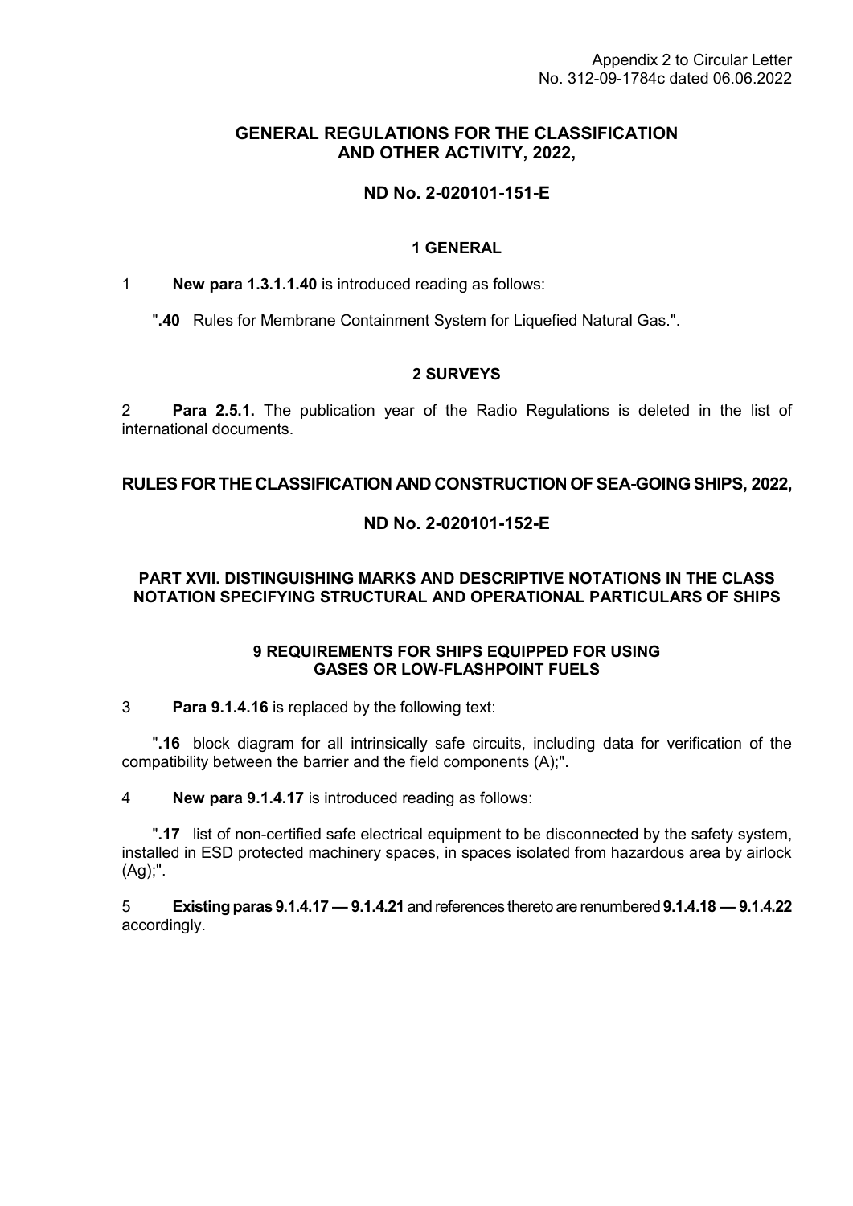Appendix 2 to Circular Letter
No. 312-09-1784c dated 06.06.2022

## GENERAL REGULATIONS FOR THE CLASSIFICATION AND OTHER ACTIVITY, 2022,

## ND No. 2-020101-151-E

### 1 GENERAL

1 **New para 1.3.1.1.40** is introduced reading as follows:

"**.40** Rules for Membrane Containment System for Liquefied Natural Gas.".

### 2 SURVEYS

2 **Para 2.5.1.** The publication year of the Radio Regulations is deleted in the list of international documents.

## RULES FOR THE CLASSIFICATION AND CONSTRUCTION OF SEA-GOING SHIPS, 2022,

## ND No. 2-020101-152-E

### PART XVII. DISTINGUISHING MARKS AND DESCRIPTIVE NOTATIONS IN THE CLASS NOTATION SPECIFYING STRUCTURAL AND OPERATIONAL PARTICULARS OF SHIPS

#### 9 REQUIREMENTS FOR SHIPS EQUIPPED FOR USING GASES OR LOW-FLASHPOINT FUELS

3 **Para 9.1.4.16** is replaced by the following text:

"**.16** block diagram for all intrinsically safe circuits, including data for verification of the compatibility between the barrier and the field components (A);".

4 **New para 9.1.4.17** is introduced reading as follows:

"**.17** list of non-certified safe electrical equipment to be disconnected by the safety system, installed in ESD protected machinery spaces, in spaces isolated from hazardous area by airlock (Ag);".

5 **Existing paras 9.1.4.17 — 9.1.4.21** and references thereto are renumbered **9.1.4.18 — 9.1.4.22** accordingly.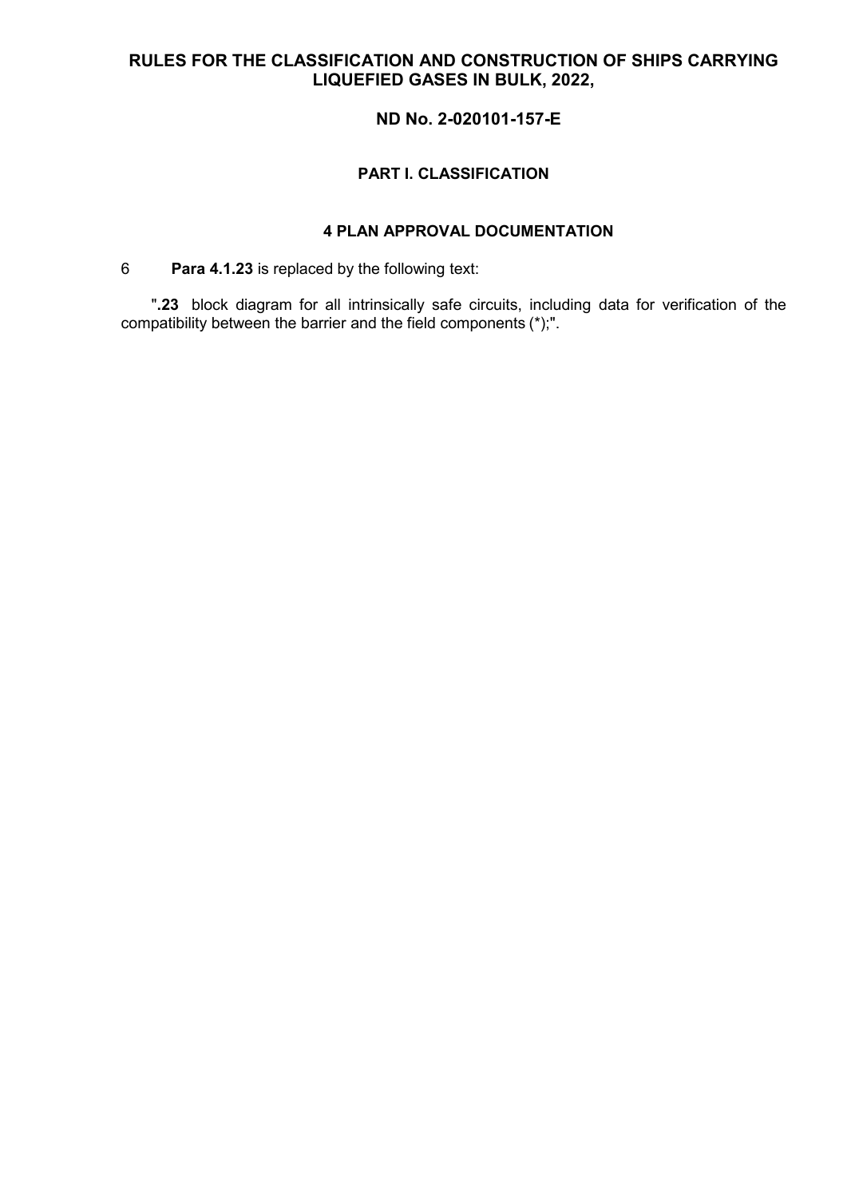# RULES FOR THE CLASSIFICATION AND CONSTRUCTION OF SHIPS CARRYING LIQUEFIED GASES IN BULK, 2022,

## ND No. 2-020101-157-E

### PART I. CLASSIFICATION

### 4 PLAN APPROVAL DOCUMENTATION

6 **Para 4.1.23** is replaced by the following text:

"**.23** block diagram for all intrinsically safe circuits, including data for verification of the compatibility between the barrier and the field components (*);".